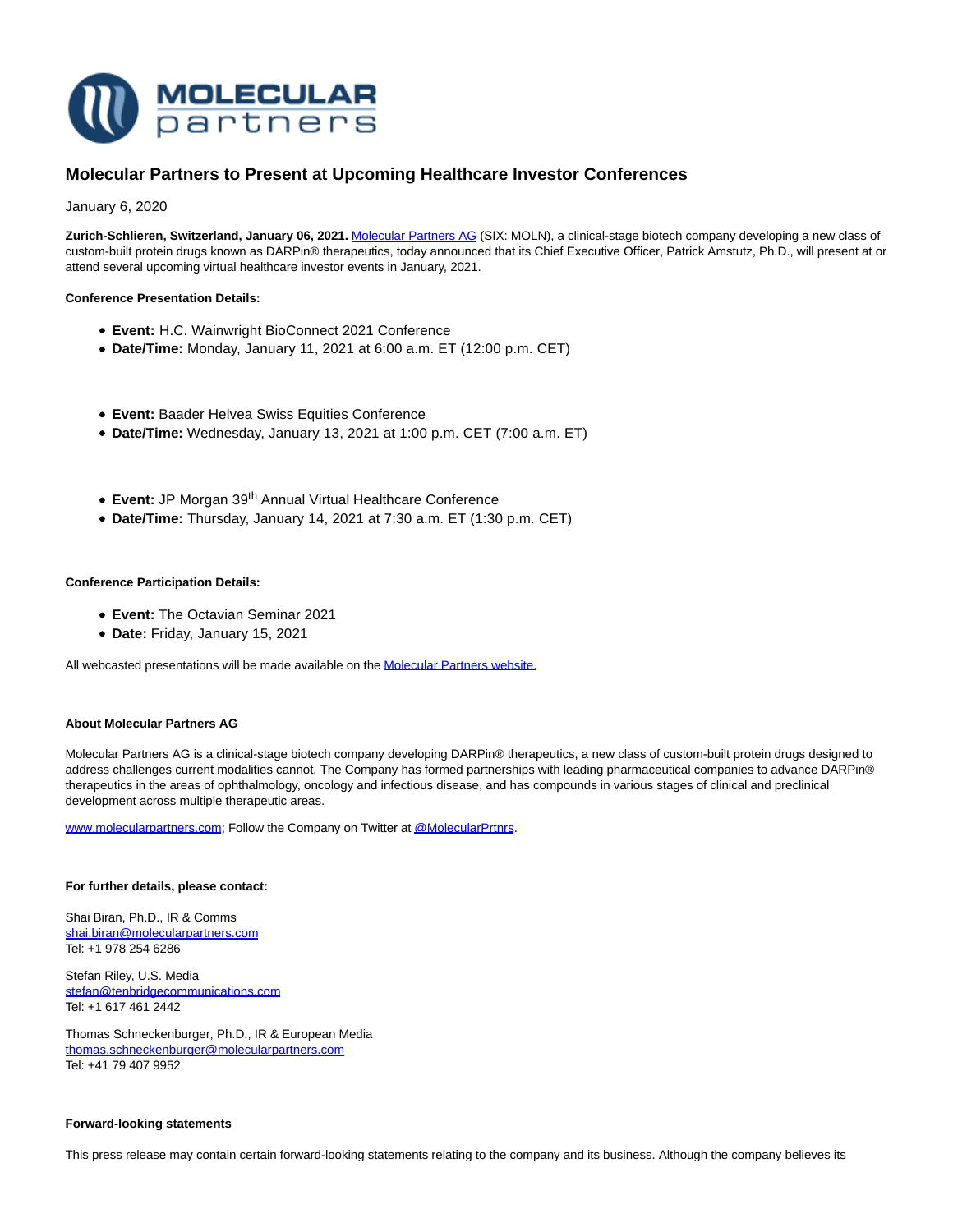# Molecular Partners to Present at Upcoming Healthcare Investor Conferences

January 6, 2020

**Zurich-Schlieren, Switzerland, January 06, 2021.** Molecular Partners AG (SIX: MOLN), a clinical-stage biotech company developing a new class of custom-built protein drugs known as DARPin® therapeutics, today announced that its Chief Executive Officer, Patrick Amstutz, Ph.D., will present at or attend several upcoming virtual healthcare investor events in January, 2021.

**Conference Presentation Details:**

- **Event:** H.C. Wainwright BioConnect 2021 Conference
- **Date/Time:** Monday, January 11, 2021 at 6:00 a.m. ET (12:00 p.m. CET)

- **Event:** Baader Helvea Swiss Equities Conference
- **Date/Time:** Wednesday, January 13, 2021 at 1:00 p.m. CET (7:00 a.m. ET)

- **Event:** JP Morgan 39th Annual Virtual Healthcare Conference
- **Date/Time:** Thursday, January 14, 2021 at 7:30 a.m. ET (1:30 p.m. CET)

**Conference Participation Details:**

- **Event:** The Octavian Seminar 2021
- **Date:** Friday, January 15, 2021

All webcasted presentations will be made available on the Molecular Partners website.

**About Molecular Partners AG**

Molecular Partners AG is a clinical-stage biotech company developing DARPin® therapeutics, a new class of custom-built protein drugs designed to address challenges current modalities cannot. The Company has formed partnerships with leading pharmaceutical companies to advance DARPin® therapeutics in the areas of ophthalmology, oncology and infectious disease, and has compounds in various stages of clinical and preclinical development across multiple therapeutic areas.

www.molecularpartners.com; Follow the Company on Twitter at @MolecularPrtnrs.

**For further details, please contact:**

Shai Biran, Ph.D., IR & Comms
shai.biran@molecularpartners.com
Tel: +1 978 254 6286

Stefan Riley, U.S. Media
stefan@tenbridgecommunications.com
Tel: +1 617 461 2442

Thomas Schneckenburger, Ph.D., IR & European Media
thomas.schneckenburger@molecularpartners.com
Tel: +41 79 407 9952

**Forward-looking statements**

This press release may contain certain forward-looking statements relating to the company and its business. Although the company believes its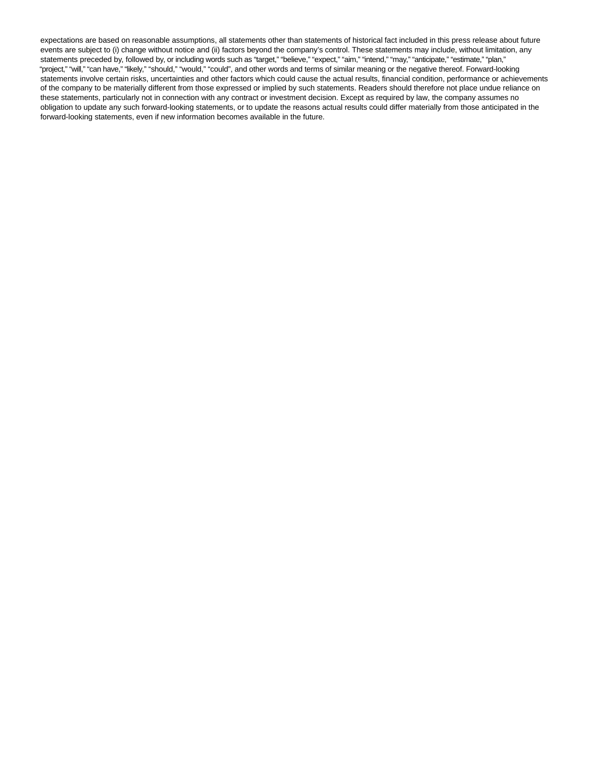expectations are based on reasonable assumptions, all statements other than statements of historical fact included in this press release about future events are subject to (i) change without notice and (ii) factors beyond the company's control. These statements may include, without limitation, any statements preceded by, followed by, or including words such as "target," "believe," "expect," "aim," "intend," "may," "anticipate," "estimate," "plan," "project," "will," "can have," "likely," "should," "would," "could", and other words and terms of similar meaning or the negative thereof. Forward-looking statements involve certain risks, uncertainties and other factors which could cause the actual results, financial condition, performance or achievements of the company to be materially different from those expressed or implied by such statements. Readers should therefore not place undue reliance on these statements, particularly not in connection with any contract or investment decision. Except as required by law, the company assumes no obligation to update any such forward-looking statements, or to update the reasons actual results could differ materially from those anticipated in the forward-looking statements, even if new information becomes available in the future.